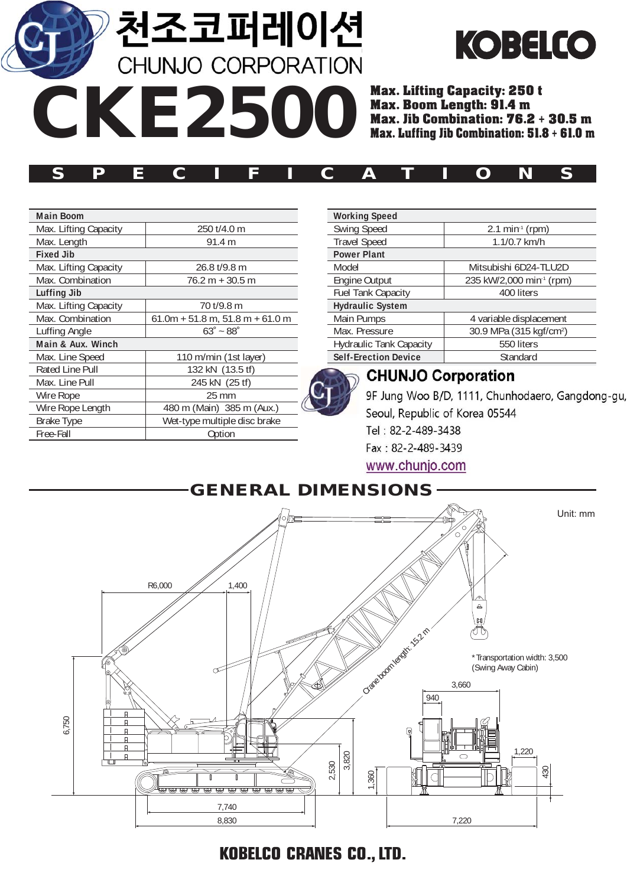천조코퍼레이션
CHUNJO CORPORATION

KOBELCO

# CKE2500

**Max. Lifting Capacity: 250 t**
**Max. Boom Length: 91.4 m**
**Max. Jib Combination: 76.2 + 30.5 m**
**Max. Luffing Jib Combination: 51.8 + 61.0 m**

## SPECIFICATIONS

| **Main Boom** | |
|---|---|
| Max. Lifting Capacity | 250 t/4.0 m |
| Max. Length | 91.4 m |
| **Fixed Jib** | |
| Max. Lifting Capacity | 26.8 t/9.8 m |
| Max. Combination | 76.2 m + 30.5 m |
| **Luffing Jib** | |
| Max. Lifting Capacity | 70 t/9.8 m |
| Max. Combination | 61.0m + 51.8 m, 51.8 m + 61.0 m |
| Luffing Angle | 63˚ ~ 88˚ |
| **Main & Aux. Winch** | |
| Max. Line Speed | 110 m/min (1st layer) |
| Rated Line Pull | 132 kN (13.5 tf) |
| Max. Line Pull | 245 kN (25 tf) |
| Wire Rope | 25 mm |
| Wire Rope Length | 480 m (Main) 385 m (Aux.) |
| Brake Type | Wet-type multiple disc brake |
| Free-Fall | Option |

| **Working Speed** | |
|---|---|
| Swing Speed | 2.1 min$^{-1}$ (rpm) |
| Travel Speed | 1.1/0.7 km/h |
| **Power Plant** | |
| Model | Mitsubishi 6D24-TLU2D |
| Engine Output | 235 kW/2,000 min$^{-1}$ (rpm) |
| Fuel Tank Capacity | 400 liters |
| **Hydraulic System** | |
| Main Pumps | 4 variable displacement |
| Max. Pressure | 30.9 MPa (315 kgf/cm$^2$) |
| Hydraulic Tank Capacity | 550 liters |
| **Self-Erection Device** | Standard |

**CHUNJO Corporation**
9F Jung Woo B/D, 1111, Chunhodaero, Gangdong-gu,
Seoul, Republic of Korea 05544
Tel : 82-2-489-3438
Fax : 82-2-489-3439
www.chunjo.com

## GENERAL DIMENSIONS

Unit: mm

R6,000 | 1,400 | 6,750 | 2,530 | 3,820 | 1,360 | 7,740 | 8,830 | Crane boom length: 15.2 m | 3,660 | 940 | 1,220 | 430 | 7,220

* Transportation width: 3,500 (Swing Away Cabin)

KOBELCO CRANES CO., LTD.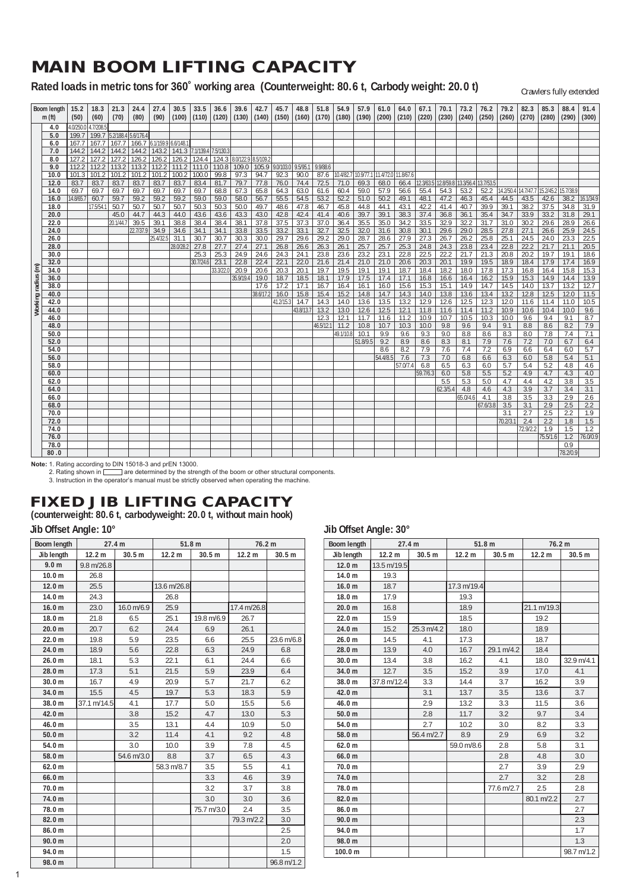# MAIN BOOM LIFTING CAPACITY

**Rated loads in metric tons for 360˚ working area (Counterweight: 80.6 t, Carbody weight: 20.0 t)**

Crawlers fully extended

| Working radius (m) / Boom length m (ft) | 15.2 (50) | 18.3 (60) | 21.3 (70) | 24.4 (80) | 27.4 (90) | 30.5 (100) | 33.5 (110) | 36.6 (120) | 39.6 (130) | 42.7 (140) | 45.7 (150) | 48.8 (160) | 51.8 (170) | 54.9 (180) | 57.9 (190) | 61.0 (200) | 64.0 (210) | 67.1 (220) | 70.1 (230) | 73.2 (240) | 76.2 (250) | 79.2 (260) | 82.3 (270) | 85.3 (280) | 88.4 (290) | 91.4 (300) |
|---|---|---|---|---|---|---|---|---|---|---|---|---|---|---|---|---|---|---|---|---|---|---|---|---|---|---|
| 4.0 | 4.0/250.0 | 4.7/206.5 | | | | | | | | | | | | | | | | | | | | | | | | |
| 5.0 | 199.7 | 199.7 | 5.2/188.4 | 5.6/176.4 | | | | | | | | | | | | | | | | | | | | | | |
| 6.0 | 167.7 | 167.7 | 167.7 | 166.7 | 6.1/159.9 | 6.6/148.1 | | | | | | | | | | | | | | | | | | | | |
| 7.0 | 144.2 | 144.2 | 144.2 | 144.2 | 143.2 | 141.3 | 7.1/139.4 | 7.5/130.3 | | | | | | | | | | | | | | | | | | |
| 8.0 | 127.2 | 127.2 | 127.2 | 126.2 | 126.2 | 126.2 | 124.4 | 124.3 | 8.0/122.9 | 8.5/109.2 | | | | | | | | | | | | | | | | |
| 9.0 | 112.2 | 112.2 | 113.2 | 113.2 | 112.2 | 111.2 | 111.0 | 110.8 | 109.0 | 105.9 | 9.0/103.0 | 9.5/95.1 | 9.9/88.6 | | | | | | | | | | | | | |
| 10.0 | 101.3 | 101.2 | 101.2 | 101.2 | 101.2 | 100.2 | 100.0 | 99.8 | 97.3 | 94.7 | 92.3 | 90.0 | 87.6 | 10.4/82.7 | 10.9/77.1 | 11.4/72.0 | 11.8/67.6 | | | | | | | | | |
| 12.0 | 83.7 | 83.7 | 83.7 | 83.7 | 83.7 | 83.7 | 83.4 | 81.7 | 79.7 | 77.8 | 76.0 | 74.4 | 72.5 | 71.0 | 69.3 | 68.0 | 66.4 | 12.3/63.5 | 12.8/59.8 | 13.3/56.4 | 13.7/53.5 | | | | | |
| 14.0 | 69.7 | 69.7 | 69.7 | 69.7 | 69.7 | 69.7 | 69.7 | 68.8 | 67.3 | 65.8 | 64.3 | 63.0 | 61.6 | 60.4 | 59.0 | 57.9 | 56.6 | 55.4 | 54.3 | 53.2 | 52.2 | 14.2/50.4 | 14.7/47.7 | 15.2/45.2 | 15.7/38.9 | |
| 16.0 | 14.8/65.7 | 60.7 | 59.7 | 59.2 | 59.2 | 59.2 | 59.0 | 59.0 | 58.0 | 56.7 | 55.5 | 54.5 | 53.2 | 52.2 | 51.0 | 50.2 | 49.1 | 48.1 | 47.2 | 46.3 | 45.4 | 44.5 | 43.5 | 42.6 | 38.2 | 16.1/34.9 |
| 18.0 | | 17.5/54.1 | 50.7 | 50.7 | 50.7 | 50.7 | 50.3 | 50.3 | 50.0 | 49.7 | 48.6 | 47.8 | 46.7 | 45.8 | 44.8 | 44.1 | 43.1 | 42.2 | 41.4 | 40.7 | 39.9 | 39.1 | 38.2 | 37.5 | 34.8 | 31.9 |
| 20.0 | | | 45.0 | 44.7 | 44.3 | 44.0 | 43.6 | 43.6 | 43.3 | 43.0 | 42.8 | 42.4 | 41.4 | 40.6 | 39.7 | 39.1 | 38.3 | 37.4 | 36.8 | 36.1 | 35.4 | 34.7 | 33.9 | 33.2 | 31.8 | 29.1 |
| 22.0 | | | 20.1/44.7 | 39.5 | 39.1 | 38.8 | 38.4 | 38.4 | 38.1 | 37.8 | 37.5 | 37.3 | 37.0 | 36.4 | 35.5 | 35.0 | 34.2 | 33.5 | 32.9 | 32.2 | 31.7 | 31.0 | 30.2 | 29.6 | 28.9 | 26.6 |
| 24.0 | | | | 22.7/37.9 | 34.9 | 34.6 | 34.1 | 34.1 | 33.8 | 33.5 | 33.2 | 33.1 | 32.7 | 32.5 | 32.0 | 31.6 | 30.8 | 30.1 | 29.6 | 29.0 | 28.5 | 27.8 | 27.1 | 26.6 | 25.9 | 24.5 |
| 26.0 | | | | | 25.4/32.5 | 31.1 | 30.7 | 30.7 | 30.3 | 30.0 | 29.7 | 29.6 | 29.2 | 29.0 | 28.7 | 28.6 | 27.9 | 27.3 | 26.7 | 26.2 | 25.8 | 25.1 | 24.5 | 24.0 | 23.3 | 22.5 |
| 28.0 | | | | | | 28.0/28.2 | 27.8 | 27.7 | 27.4 | 27.1 | 26.8 | 26.6 | 26.3 | 26.1 | 25.7 | 25.7 | 25.3 | 24.8 | 24.3 | 23.8 | 23.4 | 22.8 | 22.2 | 21.7 | 21.1 | 20.5 |
| 30.0 | | | | | | | 25.3 | 25.3 | 24.9 | 24.6 | 24.3 | 24.1 | 23.8 | 23.6 | 23.2 | 23.1 | 22.8 | 22.5 | 22.2 | 21.7 | 21.3 | 20.8 | 20.2 | 19.7 | 19.1 | 18.6 |
| 32.0 | | | | | | | 30.7/24.6 | 23.1 | 22.8 | 22.4 | 22.1 | 22.0 | 21.6 | 21.4 | 21.0 | 21.0 | 20.6 | 20.3 | 20.1 | 19.9 | 19.5 | 18.9 | 18.4 | 17.9 | 17.4 | 16.9 |
| 34.0 | | | | | | | | 33.3/22.0 | 20.9 | 20.6 | 20.3 | 20.1 | 19.7 | 19.5 | 19.1 | 19.1 | 18.7 | 18.4 | 18.2 | 18.0 | 17.8 | 17.3 | 16.8 | 16.4 | 15.8 | 15.3 |
| 36.0 | | | | | | | | | 35.9/19.4 | 19.0 | 18.7 | 18.5 | 18.1 | 17.9 | 17.5 | 17.4 | 17.1 | 16.8 | 16.6 | 16.4 | 16.2 | 15.9 | 15.3 | 14.9 | 14.4 | 13.9 |
| 38.0 | | | | | | | | | | 17.6 | 17.2 | 17.1 | 16.7 | 16.4 | 16.1 | 16.0 | 15.6 | 15.3 | 15.1 | 14.9 | 14.7 | 14.5 | 14.0 | 13.7 | 13.2 | 12.7 |
| 40.0 | | | | | | | | | | 38.6/17.2 | 16.0 | 15.8 | 15.4 | 15.2 | 14.8 | 14.7 | 14.3 | 14.0 | 13.8 | 13.6 | 13.4 | 13.2 | 12.8 | 12.5 | 12.0 | 11.5 |
| 42.0 | | | | | | | | | | | 41.2/15.3 | 14.7 | 14.3 | 14.0 | 13.6 | 13.5 | 13.2 | 12.9 | 12.6 | 12.5 | 12.3 | 12.0 | 11.6 | 11.4 | 11.0 | 10.5 |
| 44.0 | | | | | | | | | | | | 43.8/13.7 | 13.2 | 13.0 | 12.6 | 12.5 | 12.1 | 11.8 | 11.6 | 11.4 | 11.2 | 10.9 | 10.6 | 10.4 | 10.0 | 9.6 |
| 46.0 | | | | | | | | | | | | | 12.3 | 12.1 | 11.7 | 11.6 | 11.2 | 10.9 | 10.7 | 10.5 | 10.3 | 10.0 | 9.6 | 9.4 | 9.1 | 8.7 |
| 48.0 | | | | | | | | | | | | | 46.5/12.1 | 11.2 | 10.8 | 10.7 | 10.3 | 10.0 | 9.8 | 9.6 | 9.4 | 9.1 | 8.8 | 8.6 | 8.2 | 7.9 |
| 50.0 | | | | | | | | | | | | | | 49.1/10.8 | 10.1 | 9.9 | 9.6 | 9.3 | 9.0 | 8.8 | 8.6 | 8.3 | 8.0 | 7.8 | 7.4 | 7.1 |
| 52.0 | | | | | | | | | | | | | | | 51.8/9.5 | 9.2 | 8.9 | 8.6 | 8.3 | 8.1 | 7.9 | 7.6 | 7.2 | 7.0 | 6.7 | 6.4 |
| 54.0 | | | | | | | | | | | | | | | | 8.6 | 8.2 | 7.9 | 7.6 | 7.4 | 7.2 | 6.9 | 6.6 | 6.4 | 6.0 | 5.7 |
| 56.0 | | | | | | | | | | | | | | | | 54.4/8.5 | 7.6 | 7.3 | 7.0 | 6.8 | 6.6 | 6.3 | 6.0 | 5.8 | 5.4 | 5.1 |
| 58.0 | | | | | | | | | | | | | | | | | 57.0/7.4 | 6.8 | 6.5 | 6.3 | 6.0 | 5.7 | 5.4 | 5.2 | 4.8 | 4.6 |
| 60.0 | | | | | | | | | | | | | | | | | | 59.7/6.3 | 6.0 | 5.8 | 5.5 | 5.2 | 4.9 | 4.7 | 4.3 | 4.0 |
| 62.0 | | | | | | | | | | | | | | | | | | | 5.5 | 5.3 | 5.0 | 4.7 | 4.4 | 4.2 | 3.8 | 3.5 |
| 64.0 | | | | | | | | | | | | | | | | | | | 62.3/5.4 | 4.8 | 4.6 | 4.3 | 3.9 | 3.7 | 3.4 | 3.1 |
| 66.0 | | | | | | | | | | | | | | | | | | | | 65.0/4.6 | 4.1 | 3.8 | 3.5 | 3.3 | 2.9 | 2.6 |
| 68.0 | | | | | | | | | | | | | | | | | | | | | 67.6/3.8 | 3.5 | 3.1 | 2.9 | 2.5 | 2.2 |
| 70.0 | | | | | | | | | | | | | | | | | | | | | | 3.1 | 2.7 | 2.5 | 2.2 | 1.9 |
| 72.0 | | | | | | | | | | | | | | | | | | | | | | 70.2/3.1 | 2.4 | 2.2 | 1.8 | 1.5 |
| 74.0 | | | | | | | | | | | | | | | | | | | | | | | 72.9/2.2 | 1.9 | 1.5 | 1.2 |
| 76.0 | | | | | | | | | | | | | | | | | | | | | | | | 75.5/1.6 | 1.2 | 76.0/0.9 |
| 78.0 | | | | | | | | | | | | | | | | | | | | | | | | | 0.9 | |
| 80.0 | | | | | | | | | | | | | | | | | | | | | | | | | 78.2/0.9 | |

**Note:** 1. Rating according to DIN 15018-3 and prEN 13000.
2. Rating shown in ▭ are determined by the strength of the boom or other structural components.
3. Instruction in the operator's manual must be strictly observed when operating the machine.

# FIXED JIB LIFTING CAPACITY

**(counterweight: 80.6 t, carbodyweight: 20.0 t, without main hook)**

### Jib Offset Angle: 10°

| Boom length | 27.4 m | | 51.8 m | | 76.2 m | |
|---|---|---|---|---|---|---|
| Jib length | 12.2 m | 30.5 m | 12.2 m | 30.5 m | 12.2 m | 30.5 m |
| 9.0 m | 9.8 m/26.8 | | | | | |
| 10.0 m | 26.8 | | | | | |
| 12.0 m | 25.5 | | 13.6 m/26.8 | | | |
| 14.0 m | 24.3 | | 26.8 | | | |
| 16.0 m | 23.0 | 16.0 m/6.9 | 25.9 | | 17.4 m/26.8 | |
| 18.0 m | 21.8 | 6.5 | 25.1 | 19.8 m/6.9 | 26.7 | |
| 20.0 m | 20.7 | 6.2 | 24.4 | 6.9 | 26.1 | |
| 22.0 m | 19.8 | 5.9 | 23.5 | 6.6 | 25.5 | 23.6 m/6.8 |
| 24.0 m | 18.9 | 5.6 | 22.8 | 6.3 | 24.9 | 6.8 |
| 26.0 m | 18.1 | 5.3 | 22.1 | 6.1 | 24.4 | 6.6 |
| 28.0 m | 17.3 | 5.1 | 21.5 | 5.9 | 23.9 | 6.4 |
| 30.0 m | 16.7 | 4.9 | 20.9 | 5.7 | 21.7 | 6.2 |
| 34.0 m | 15.5 | 4.5 | 19.7 | 5.3 | 18.3 | 5.9 |
| 38.0 m | 37.1 m/14.5 | 4.1 | 17.7 | 5.0 | 15.5 | 5.6 |
| 42.0 m | | 3.8 | 15.2 | 4.7 | 13.0 | 5.3 |
| 46.0 m | | 3.5 | 13.1 | 4.4 | 10.9 | 5.0 |
| 50.0 m | | 3.2 | 11.4 | 4.1 | 9.2 | 4.8 |
| 54.0 m | | 3.0 | 10.0 | 3.9 | 7.8 | 4.5 |
| 58.0 m | | 54.6 m/3.0 | 8.8 | 3.7 | 6.5 | 4.3 |
| 62.0 m | | | 58.3 m/8.7 | 3.5 | 5.5 | 4.1 |
| 66.0 m | | | | 3.3 | 4.6 | 3.9 |
| 70.0 m | | | | 3.2 | 3.7 | 3.8 |
| 74.0 m | | | | 3.0 | 3.0 | 3.6 |
| 78.0 m | | | | 75.7 m/3.0 | 2.4 | 3.5 |
| 82.0 m | | | | | 79.3 m/2.2 | 3.0 |
| 86.0 m | | | | | | 2.5 |
| 90.0 m | | | | | | 2.0 |
| 94.0 m | | | | | | 1.5 |
| 98.0 m | | | | | | 96.8 m/1.2 |

### Jib Offset Angle: 30°

| Boom length | 27.4 m | | 51.8 m | | 76.2 m | |
|---|---|---|---|---|---|---|
| Jib length | 12.2 m | 30.5 m | 12.2 m | 30.5 m | 12.2 m | 30.5 m |
| 12.0 m | 13.5 m/19.5 | | | | | |
| 14.0 m | 19.3 | | | | | |
| 16.0 m | 18.7 | | 17.3 m/19.4 | | | |
| 18.0 m | 17.9 | | 19.3 | | | |
| 20.0 m | 16.8 | | 18.9 | | 21.1 m/19.3 | |
| 22.0 m | 15.9 | | 18.5 | | 19.2 | |
| 24.0 m | 15.2 | 25.3 m/4.2 | 18.0 | | 18.9 | |
| 26.0 m | 14.5 | 4.1 | 17.3 | | 18.7 | |
| 28.0 m | 13.9 | 4.0 | 16.7 | 29.1 m/4.2 | 18.4 | |
| 30.0 m | 13.4 | 3.8 | 16.2 | 4.1 | 18.0 | 32.9 m/4.1 |
| 34.0 m | 12.7 | 3.5 | 15.2 | 3.9 | 17.0 | 4.1 |
| 38.0 m | 37.8 m/12.4 | 3.3 | 14.4 | 3.7 | 16.2 | 3.9 |
| 42.0 m | | 3.1 | 13.7 | 3.5 | 13.6 | 3.7 |
| 46.0 m | | 2.9 | 13.2 | 3.3 | 11.5 | 3.6 |
| 50.0 m | | 2.8 | 11.7 | 3.2 | 9.7 | 3.4 |
| 54.0 m | | 2.7 | 10.2 | 3.0 | 8.2 | 3.3 |
| 58.0 m | | 56.4 m/2.7 | 8.9 | 2.9 | 6.9 | 3.2 |
| 62.0 m | | | 59.0 m/8.6 | 2.8 | 5.8 | 3.1 |
| 66.0 m | | | | 2.8 | 4.8 | 3.0 |
| 70.0 m | | | | 2.7 | 3.9 | 2.9 |
| 74.0 m | | | | 2.7 | 3.2 | 2.8 |
| 78.0 m | | | | 77.6 m/2.7 | 2.5 | 2.8 |
| 82.0 m | | | | | 80.1 m/2.2 | 2.7 |
| 86.0 m | | | | | | 2.7 |
| 90.0 m | | | | | | 2.3 |
| 94.0 m | | | | | | 1.7 |
| 98.0 m | | | | | | 1.3 |
| 100.0 m | | | | | | 98.7 m/1.2 |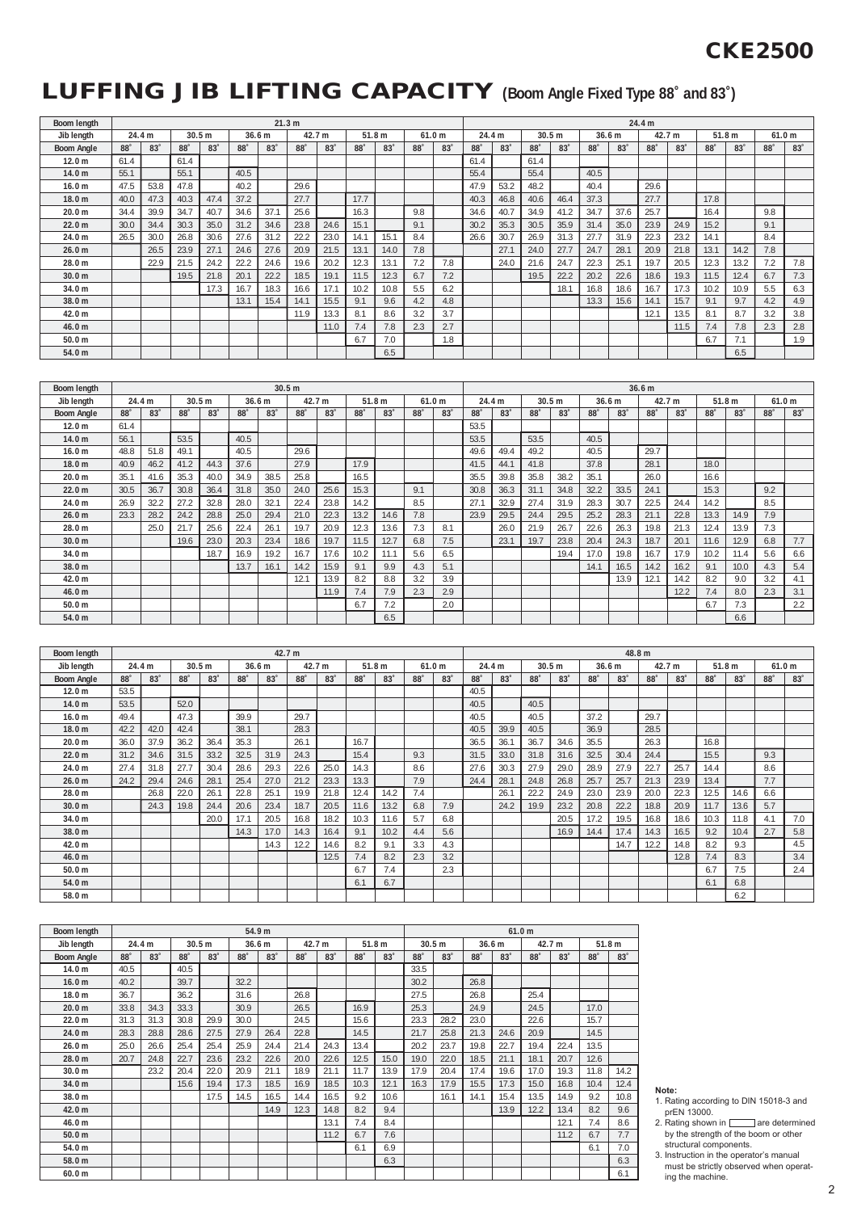# CKE2500

# LUFFING JIB LIFTING CAPACITY (Boom Angle Fixed Type 88˚ and 83˚)

| Boom length | 21.3 m | | | | | | | | | | | | 24.4 m | | | | | | | | | | | |
|---|---|---|---|---|---|---|---|---|---|---|---|---|---|---|---|---|---|---|---|---|---|---|---|---|
| Jib length | 24.4 m | | 30.5 m | | 36.6 m | | 42.7 m | | 51.8 m | | 61.0 m | | 24.4 m | | 30.5 m | | 36.6 m | | 42.7 m | | 51.8 m | | 61.0 m | |
| Boom Angle | 88˚ | 83˚ | 88˚ | 83˚ | 88˚ | 83˚ | 88˚ | 83˚ | 88˚ | 83˚ | 88˚ | 83˚ | 88˚ | 83˚ | 88˚ | 83˚ | 88˚ | 83˚ | 88˚ | 83˚ | 88˚ | 83˚ | 88˚ | 83˚ |
| 12.0 m | 61.4 | | 61.4 | | | | | | | | | | 61.4 | | 61.4 | | | | | | | | | |
| 14.0 m | 55.1 | | 55.1 | | 40.5 | | | | | | | | 55.4 | | 55.4 | | 40.5 | | | | | | | |
| 16.0 m | 47.5 | 53.8 | 47.8 | | 40.2 | | 29.6 | | | | | | 47.9 | 53.2 | 48.2 | | 40.4 | | 29.6 | | | | | |
| 18.0 m | 40.0 | 47.3 | 40.3 | 47.4 | 37.2 | | 27.7 | | 17.7 | | | | 40.3 | 46.8 | 40.6 | 46.4 | 37.3 | | 27.7 | | 17.8 | | | |
| 20.0 m | 34.4 | 39.9 | 34.7 | 40.7 | 34.6 | 37.1 | 25.6 | | 16.3 | | 9.8 | | 34.6 | 40.7 | 34.9 | 41.2 | 34.7 | 37.6 | 25.7 | | 16.4 | | 9.8 | |
| 22.0 m | 30.0 | 34.4 | 30.3 | 35.0 | 31.2 | 34.6 | 23.8 | 24.6 | 15.1 | | 9.1 | | 30.2 | 35.3 | 30.5 | 35.9 | 31.4 | 35.0 | 23.9 | 24.9 | 15.2 | | 9.1 | |
| 24.0 m | 26.5 | 30.0 | 26.8 | 30.6 | 27.6 | 31.2 | 22.2 | 23.0 | 14.1 | 15.1 | 8.4 | | 26.6 | 30.7 | 26.9 | 31.3 | 27.7 | 31.9 | 22.3 | 23.2 | 14.1 | | 8.4 | |
| 26.0 m | | 26.5 | 23.9 | 27.1 | 24.6 | 27.6 | 20.9 | 21.5 | 13.1 | 14.0 | 7.8 | | | 27.1 | 24.0 | 27.7 | 24.7 | 28.1 | 20.9 | 21.8 | 13.1 | 14.2 | 7.8 | |
| 28.0 m | | 22.9 | 21.5 | 24.2 | 22.2 | 24.6 | 19.6 | 20.2 | 12.3 | 13.1 | 7.2 | 7.8 | | 24.0 | 21.6 | 24.7 | 22.3 | 25.1 | 19.7 | 20.5 | 12.3 | 13.2 | 7.2 | 7.8 |
| 30.0 m | | | 19.5 | 21.8 | 20.1 | 22.2 | 18.5 | 19.1 | 11.5 | 12.3 | 6.7 | 7.2 | | | 19.5 | 22.2 | 20.2 | 22.6 | 18.6 | 19.3 | 11.5 | 12.4 | 6.7 | 7.3 |
| 34.0 m | | | | 17.3 | 16.7 | 18.3 | 16.6 | 17.1 | 10.2 | 10.8 | 5.5 | 6.2 | | | | 18.1 | 16.8 | 18.6 | 16.7 | 17.3 | 10.2 | 10.9 | 5.5 | 6.3 |
| 38.0 m | | | | | 13.1 | 15.4 | 14.1 | 15.5 | 9.1 | 9.6 | 4.2 | 4.8 | | | | | 13.3 | 15.6 | 14.1 | 15.7 | 9.1 | 9.7 | 4.2 | 4.9 |
| 42.0 m | | | | | | | 11.9 | 13.3 | 8.1 | 8.6 | 3.2 | 3.7 | | | | | | | 12.1 | 13.5 | 8.1 | 8.7 | 3.2 | 3.8 |
| 46.0 m | | | | | | | | 11.0 | 7.4 | 7.8 | 2.3 | 2.7 | | | | | | | | 11.5 | 7.4 | 7.8 | 2.3 | 2.8 |
| 50.0 m | | | | | | | | | 6.7 | 7.0 | | 1.8 | | | | | | | | | 6.7 | 7.1 | | 1.9 |
| 54.0 m | | | | | | | | | | 6.5 | | | | | | | | | | | | 6.5 | | |

| Boom length | 30.5 m | | | | | | | | | | | | 36.6 m | | | | | | | | | | | |
|---|---|---|---|---|---|---|---|---|---|---|---|---|---|---|---|---|---|---|---|---|---|---|---|---|
| Jib length | 24.4 m | | 30.5 m | | 36.6 m | | 42.7 m | | 51.8 m | | 61.0 m | | 24.4 m | | 30.5 m | | 36.6 m | | 42.7 m | | 51.8 m | | 61.0 m | |
| Boom Angle | 88˚ | 83˚ | 88˚ | 83˚ | 88˚ | 83˚ | 88˚ | 83˚ | 88˚ | 83˚ | 88˚ | 83˚ | 88˚ | 83˚ | 88˚ | 83˚ | 88˚ | 83˚ | 88˚ | 83˚ | 88˚ | 83˚ | 88˚ | 83˚ |
| 12.0 m | 61.4 | | | | | | | | | | | | 53.5 | | | | | | | | | | | |
| 14.0 m | 56.1 | | 53.5 | | 40.5 | | | | | | | | 53.5 | | 53.5 | | 40.5 | | | | | | | |
| 16.0 m | 48.8 | 51.8 | 49.1 | | 40.5 | | 29.6 | | | | | | 49.6 | 49.4 | 49.2 | | 40.5 | | 29.7 | | | | | |
| 18.0 m | 40.9 | 46.2 | 41.2 | 44.3 | 37.6 | | 27.9 | | 17.9 | | | | 41.5 | 44.1 | 41.8 | | 37.8 | | 28.1 | | 18.0 | | | |
| 20.0 m | 35.1 | 41.6 | 35.3 | 40.0 | 34.9 | 38.5 | 25.8 | | 16.5 | | | | 35.5 | 39.8 | 35.8 | 38.2 | 35.1 | | 26.0 | | 16.6 | | | |
| 22.0 m | 30.5 | 36.7 | 30.8 | 36.4 | 31.8 | 35.0 | 24.0 | 25.6 | 15.3 | | 9.1 | | 30.8 | 36.3 | 31.1 | 34.8 | 32.2 | 33.5 | 24.1 | | 15.3 | | 9.2 | |
| 24.0 m | 26.9 | 32.2 | 27.2 | 32.8 | 28.0 | 32.1 | 22.4 | 23.8 | 14.2 | | 8.5 | | 27.1 | 32.9 | 27.4 | 31.9 | 28.3 | 30.7 | 22.5 | 24.4 | 14.2 | | 8.5 | |
| 26.0 m | 23.3 | 28.2 | 24.2 | 28.8 | 25.0 | 29.4 | 21.0 | 22.3 | 13.2 | 14.6 | 7.8 | | 23.9 | 29.5 | 24.4 | 29.5 | 25.2 | 28.3 | 21.1 | 22.8 | 13.3 | 14.9 | 7.9 | |
| 28.0 m | | 25.0 | 21.7 | 25.6 | 22.4 | 26.1 | 19.7 | 20.9 | 12.3 | 13.6 | 7.3 | 8.1 | | 26.0 | 21.9 | 26.7 | 22.6 | 26.3 | 19.8 | 21.3 | 12.4 | 13.9 | 7.3 | |
| 30.0 m | | | 19.6 | 23.0 | 20.3 | 23.4 | 18.6 | 19.7 | 11.5 | 12.7 | 6.8 | 7.5 | | 23.1 | 19.7 | 23.8 | 20.4 | 24.3 | 18.7 | 20.1 | 11.6 | 12.9 | 6.8 | 7.7 |
| 34.0 m | | | | 18.7 | 16.9 | 19.2 | 16.7 | 17.6 | 10.2 | 11.1 | 5.6 | 6.5 | | | | 19.4 | 17.0 | 19.8 | 16.7 | 17.9 | 10.2 | 11.4 | 5.6 | 6.6 |
| 38.0 m | | | | | 13.7 | 16.1 | 14.2 | 15.9 | 9.1 | 9.9 | 4.3 | 5.1 | | | | | 14.1 | 16.5 | 14.2 | 16.2 | 9.1 | 10.0 | 4.3 | 5.4 |
| 42.0 m | | | | | | | 12.1 | 13.9 | 8.2 | 8.8 | 3.2 | 3.9 | | | | | | 13.9 | 12.1 | 14.2 | 8.2 | 9.0 | 3.2 | 4.1 |
| 46.0 m | | | | | | | | 11.9 | 7.4 | 7.9 | 2.3 | 2.9 | | | | | | | | 12.2 | 7.4 | 8.0 | 2.3 | 3.1 |
| 50.0 m | | | | | | | | | 6.7 | 7.2 | | 2.0 | | | | | | | | | 6.7 | 7.3 | | 2.2 |
| 54.0 m | | | | | | | | | | 6.5 | | | | | | | | | | | | 6.6 | | |

| Boom length | 42.7 m | | | | | | | | | | | | 48.8 m | | | | | | | | | | | |
|---|---|---|---|---|---|---|---|---|---|---|---|---|---|---|---|---|---|---|---|---|---|---|---|---|
| Jib length | 24.4 m | | 30.5 m | | 36.6 m | | 42.7 m | | 51.8 m | | 61.0 m | | 24.4 m | | 30.5 m | | 36.6 m | | 42.7 m | | 51.8 m | | 61.0 m | |
| Boom Angle | 88˚ | 83˚ | 88˚ | 83˚ | 88˚ | 83˚ | 88˚ | 83˚ | 88˚ | 83˚ | 88˚ | 83˚ | 88˚ | 83˚ | 88˚ | 83˚ | 88˚ | 83˚ | 88˚ | 83˚ | 88˚ | 83˚ | 88˚ | 83˚ |
| 12.0 m | 53.5 | | | | | | | | | | | | 40.5 | | | | | | | | | | | |
| 14.0 m | 53.5 | | 52.0 | | | | | | | | | | 40.5 | | 40.5 | | | | | | | | | |
| 16.0 m | 49.4 | | 47.3 | | 39.9 | | 29.7 | | | | | | 40.5 | | 40.5 | | 37.2 | | 29.7 | | | | | |
| 18.0 m | 42.2 | 42.0 | 42.4 | | 38.1 | | 28.3 | | | | | | 40.5 | 39.9 | 40.5 | | 36.9 | | 28.5 | | | | | |
| 20.0 m | 36.0 | 37.9 | 36.2 | 36.4 | 35.3 | | 26.1 | | 16.7 | | | | 36.5 | 36.1 | 36.7 | 34.6 | 35.5 | | 26.3 | | 16.8 | | | |
| 22.0 m | 31.2 | 34.6 | 31.5 | 33.2 | 32.5 | 31.9 | 24.3 | | 15.4 | | 9.3 | | 31.5 | 33.0 | 31.8 | 31.6 | 32.5 | 30.4 | 24.4 | | 15.5 | | 9.3 | |
| 24.0 m | 27.4 | 31.8 | 27.7 | 30.4 | 28.6 | 29.3 | 22.6 | 25.0 | 14.3 | | 8.6 | | 27.6 | 30.3 | 27.9 | 29.0 | 28.9 | 27.9 | 22.7 | 25.7 | 14.4 | | 8.6 | |
| 26.0 m | 24.2 | 29.4 | 24.6 | 28.1 | 25.4 | 27.0 | 21.2 | 23.3 | 13.3 | | 7.9 | | 24.4 | 28.1 | 24.8 | 26.8 | 25.7 | 25.7 | 21.3 | 23.9 | 13.4 | | 7.7 | |
| 28.0 m | | 26.8 | 22.0 | 26.1 | 22.8 | 25.1 | 19.9 | 21.8 | 12.4 | 14.2 | 7.4 | | | 26.1 | 22.2 | 24.9 | 23.0 | 23.9 | 20.0 | 22.3 | 12.5 | 14.6 | 6.6 | |
| 30.0 m | | 24.3 | 19.8 | 24.4 | 20.6 | 23.4 | 18.7 | 20.5 | 11.6 | 13.2 | 6.8 | 7.9 | | 24.2 | 19.9 | 23.2 | 20.8 | 22.2 | 18.8 | 20.9 | 11.7 | 13.6 | 5.7 | |
| 34.0 m | | | | 20.0 | 17.1 | 20.5 | 16.8 | 18.2 | 10.3 | 11.6 | 5.7 | 6.8 | | | | 20.5 | 17.2 | 19.5 | 16.8 | 18.6 | 10.3 | 11.8 | 4.1 | 7.0 |
| 38.0 m | | | | | 14.3 | 17.0 | 14.3 | 16.4 | 9.1 | 10.2 | 4.4 | 5.6 | | | | 16.9 | 14.4 | 17.4 | 14.3 | 16.5 | 9.2 | 10.4 | 2.7 | 5.8 |
| 42.0 m | | | | | | 14.3 | 12.2 | 14.6 | 8.2 | 9.1 | 3.3 | 4.3 | | | | | | 14.7 | 12.2 | 14.8 | 8.2 | 9.3 | | 4.5 |
| 46.0 m | | | | | | | | 12.5 | 7.4 | 8.2 | 2.3 | 3.2 | | | | | | | | 12.8 | 7.4 | 8.3 | | 3.4 |
| 50.0 m | | | | | | | | | 6.7 | 7.4 | | 2.3 | | | | | | | | | 6.7 | 7.5 | | 2.4 |
| 54.0 m | | | | | | | | | 6.1 | 6.7 | | | | | | | | | | | 6.1 | 6.8 | | |
| 58.0 m | | | | | | | | | | | | | | | | | | | | | | 6.2 | | |

| Boom length | 54.9 m | | | | | | | | | | 61.0 m | | | | | | | |
|---|---|---|---|---|---|---|---|---|---|---|---|---|---|---|---|---|---|---|
| Jib length | 24.4 m | | 30.5 m | | 36.6 m | | 42.7 m | | 51.8 m | | 30.5 m | | 36.6 m | | 42.7 m | | 51.8 m | |
| Boom Angle | 88˚ | 83˚ | 88˚ | 83˚ | 88˚ | 83˚ | 88˚ | 83˚ | 88˚ | 83˚ | 88˚ | 83˚ | 88˚ | 83˚ | 88˚ | 83˚ | 88˚ | 83˚ |
| 14.0 m | 40.5 | | 40.5 | | | | | | | | 33.5 | | | | | | | |
| 16.0 m | 40.2 | | 39.7 | | 32.2 | | | | | | 30.2 | | 26.8 | | | | | |
| 18.0 m | 36.7 | | 36.2 | | 31.6 | | 26.8 | | | | 27.5 | | 26.8 | | 25.4 | | | |
| 20.0 m | 33.8 | 34.3 | 33.3 | | 30.9 | | 26.5 | | 16.9 | | 25.3 | | 24.9 | | 24.5 | | 17.0 | |
| 22.0 m | 31.3 | 31.3 | 30.8 | 29.9 | 30.0 | | 24.5 | | 15.6 | | 23.3 | 28.2 | 23.0 | | 22.6 | | 15.7 | |
| 24.0 m | 28.3 | 28.8 | 28.6 | 27.5 | 27.9 | 26.4 | 22.8 | | 14.5 | | 21.7 | 25.8 | 21.3 | 24.6 | 20.9 | | 14.5 | |
| 26.0 m | 25.0 | 26.6 | 25.4 | 25.4 | 25.9 | 24.4 | 21.4 | 24.3 | 13.4 | | 20.2 | 23.7 | 19.8 | 22.7 | 19.4 | 22.4 | 13.5 | |
| 28.0 m | 20.7 | 24.8 | 22.7 | 23.6 | 23.2 | 22.6 | 20.0 | 22.6 | 12.5 | 15.0 | 19.0 | 22.0 | 18.5 | 21.1 | 18.1 | 20.7 | 12.6 | |
| 30.0 m | | 23.2 | 20.4 | 22.0 | 20.9 | 21.1 | 18.9 | 21.1 | 11.7 | 13.9 | 17.9 | 20.4 | 17.4 | 19.6 | 17.0 | 19.3 | 11.8 | 14.2 |
| 34.0 m | | | 15.6 | 19.4 | 17.3 | 18.5 | 16.9 | 18.5 | 10.3 | 12.1 | 16.3 | 17.9 | 15.5 | 17.3 | 15.0 | 16.8 | 10.4 | 12.4 |
| 38.0 m | | | | 17.5 | 14.5 | 16.5 | 14.4 | 16.5 | 9.2 | 10.6 | | 16.1 | 14.1 | 15.4 | 13.5 | 14.9 | 9.2 | 10.8 |
| 42.0 m | | | | | | 14.9 | 12.3 | 14.8 | 8.2 | 9.4 | | | | 13.9 | 12.2 | 13.4 | 8.2 | 9.6 |
| 46.0 m | | | | | | | | 13.1 | 7.4 | 8.4 | | | | | | 12.1 | 7.4 | 8.6 |
| 50.0 m | | | | | | | | 11.2 | 6.7 | 7.6 | | | | | | 11.2 | 6.7 | 7.7 |
| 54.0 m | | | | | | | | | 6.1 | 6.9 | | | | | | | 6.1 | 7.0 |
| 58.0 m | | | | | | | | | | 6.3 | | | | | | | | 6.3 |
| 60.0 m | | | | | | | | | | | | | | | | | | 6.1 |

**Note:**
1. Rating according to DIN 15018-3 and prEN 13000.
2. Rating shown in ▭ are determined by the strength of the boom or other structural components.
3. Instruction in the operator's manual must be strictly observed when operating the machine.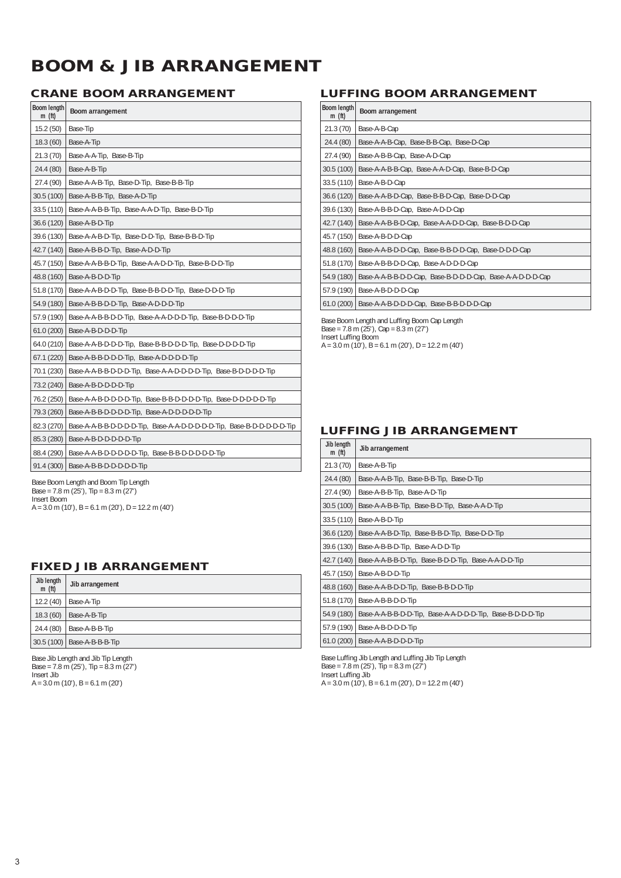# BOOM & JIB ARRANGEMENT

## CRANE BOOM ARRANGEMENT

| Boom length m (ft) | Boom arrangement |
|---|---|
| 15.2 (50) | Base-Tip |
| 18.3 (60) | Base-A-Tip |
| 21.3 (70) | Base-A-A-Tip, Base-B-Tip |
| 24.4 (80) | Base-A-B-Tip |
| 27.4 (90) | Base-A-A-B-Tip, Base-D-Tip, Base-B-B-Tip |
| 30.5 (100) | Base-A-B-B-Tip, Base-A-D-Tip |
| 33.5 (110) | Base-A-A-B-B-Tip, Base-A-A-D-Tip, Base-B-D-Tip |
| 36.6 (120) | Base-A-B-D-Tip |
| 39.6 (130) | Base-A-A-B-D-Tip, Base-D-D-Tip, Base-B-B-D-Tip |
| 42.7 (140) | Base-A-B-B-D-Tip, Base-A-D-D-Tip |
| 45.7 (150) | Base-A-A-B-B-D-Tip, Base-A-A-D-D-Tip, Base-B-D-D-Tip |
| 48.8 (160) | Base-A-B-D-D-Tip |
| 51.8 (170) | Base-A-A-B-D-D-Tip, Base-B-B-D-D-Tip, Base-D-D-D-Tip |
| 54.9 (180) | Base-A-B-B-D-D-Tip, Base-A-D-D-D-Tip |
| 57.9 (190) | Base-A-A-B-B-D-D-Tip, Base-A-A-D-D-D-Tip, Base-B-D-D-D-Tip |
| 61.0 (200) | Base-A-B-D-D-D-Tip |
| 64.0 (210) | Base-A-A-B-D-D-D-Tip, Base-B-B-D-D-D-Tip, Base-D-D-D-D-Tip |
| 67.1 (220) | Base-A-B-B-D-D-D-Tip, Base-A-D-D-D-D-Tip |
| 70.1 (230) | Base-A-A-B-B-D-D-D-Tip, Base-A-A-D-D-D-D-Tip, Base-B-D-D-D-D-Tip |
| 73.2 (240) | Base-A-B-D-D-D-D-Tip |
| 76.2 (250) | Base-A-A-B-D-D-D-D-Tip, Base-B-B-D-D-D-D-Tip, Base-D-D-D-D-D-Tip |
| 79.3 (260) | Base-A-B-B-D-D-D-D-Tip, Base-A-D-D-D-D-D-Tip |
| 82.3 (270) | Base-A-A-B-B-D-D-D-D-Tip, Base-A-A-D-D-D-D-D-Tip, Base-B-D-D-D-D-D-Tip |
| 85.3 (280) | Base-A-B-D-D-D-D-D-Tip |
| 88.4 (290) | Base-A-A-B-D-D-D-D-D-Tip, Base-B-B-D-D-D-D-D-Tip |
| 91.4 (300) | Base-A-B-B-D-D-D-D-D-Tip |

Base Boom Length and Boom Tip Length
Base = 7.8 m (25'), Tip = 8.3 m (27')
Insert Boom
A = 3.0 m (10'), B = 6.1 m (20'), D = 12.2 m (40')

## FIXED JIB ARRANGEMENT

| Jib length m (ft) | Jib arrangement |
|---|---|
| 12.2 (40) | Base-A-Tip |
| 18.3 (60) | Base-A-B-Tip |
| 24.4 (80) | Base-A-B-B-Tip |
| 30.5 (100) | Base-A-B-B-B-Tip |

Base Jib Length and Jib Tip Length
Base = 7.8 m (25'), Tip = 8.3 m (27')
Insert Jib
A = 3.0 m (10'), B = 6.1 m (20')

## LUFFING BOOM ARRANGEMENT

| Boom length m (ft) | Boom arrangement |
|---|---|
| 21.3 (70) | Base-A-B-Cap |
| 24.4 (80) | Base-A-A-B-Cap, Base-B-B-Cap, Base-D-Cap |
| 27.4 (90) | Base-A-B-B-Cap, Base-A-D-Cap |
| 30.5 (100) | Base-A-A-B-B-Cap, Base-A-A-D-Cap, Base-B-D-Cap |
| 33.5 (110) | Base-A-B-D-Cap |
| 36.6 (120) | Base-A-A-B-D-Cap, Base-B-B-D-Cap, Base-D-D-Cap |
| 39.6 (130) | Base-A-B-B-D-Cap, Base-A-D-D-Cap |
| 42.7 (140) | Base-A-A-B-B-D-Cap, Base-A-A-D-D-Cap, Base-B-D-D-Cap |
| 45.7 (150) | Base-A-B-D-D-Cap |
| 48.8 (160) | Base-A-A-B-D-D-Cap, Base-B-B-D-D-Cap, Base-D-D-D-Cap |
| 51.8 (170) | Base-A-B-B-D-D-Cap, Base-A-D-D-D-Cap |
| 54.9 (180) | Base-A-A-B-B-D-D-Cap, Base-B-D-D-D-Cap, Base-A-A-D-D-D-Cap |
| 57.9 (190) | Base-A-B-D-D-D-Cap |
| 61.0 (200) | Base-A-A-B-D-D-D-Cap, Base-B-B-D-D-D-Cap |

Base Boom Length and Luffing Boom Cap Length
Base = 7.8 m (25'), Cap = 8.3 m (27')
Insert Luffing Boom
A = 3.0 m (10'), B = 6.1 m (20'), D = 12.2 m (40')

## LUFFING JIB ARRANGEMENT

| Jib length m (ft) | Jib arrangement |
|---|---|
| 21.3 (70) | Base-A-B-Tip |
| 24.4 (80) | Base-A-A-B-Tip, Base-B-B-Tip, Base-D-Tip |
| 27.4 (90) | Base-A-B-B-Tip, Base-A-D-Tip |
| 30.5 (100) | Base-A-A-B-B-Tip, Base-B-D-Tip, Base-A-A-D-Tip |
| 33.5 (110) | Base-A-B-D-Tip |
| 36.6 (120) | Base-A-A-B-D-Tip, Base-B-B-D-Tip, Base-D-D-Tip |
| 39.6 (130) | Base-A-B-B-D-Tip, Base-A-D-D-Tip |
| 42.7 (140) | Base-A-A-B-B-D-Tip, Base-B-D-D-Tip, Base-A-A-D-D-Tip |
| 45.7 (150) | Base-A-B-D-D-Tip |
| 48.8 (160) | Base-A-A-B-D-D-Tip, Base-B-B-D-D-Tip |
| 51.8 (170) | Base-A-B-B-D-D-Tip |
| 54.9 (180) | Base-A-A-B-B-D-D-Tip, Base-A-A-D-D-D-Tip, Base-B-D-D-D-Tip |
| 57.9 (190) | Base-A-B-D-D-D-Tip |
| 61.0 (200) | Base-A-A-B-D-D-D-Tip |

Base Luffing Jib Length and Luffing Jib Tip Length
Base = 7.8 m (25'), Tip = 8.3 m (27')
Insert Luffing Jib
A = 3.0 m (10'), B = 6.1 m (20'), D = 12.2 m (40')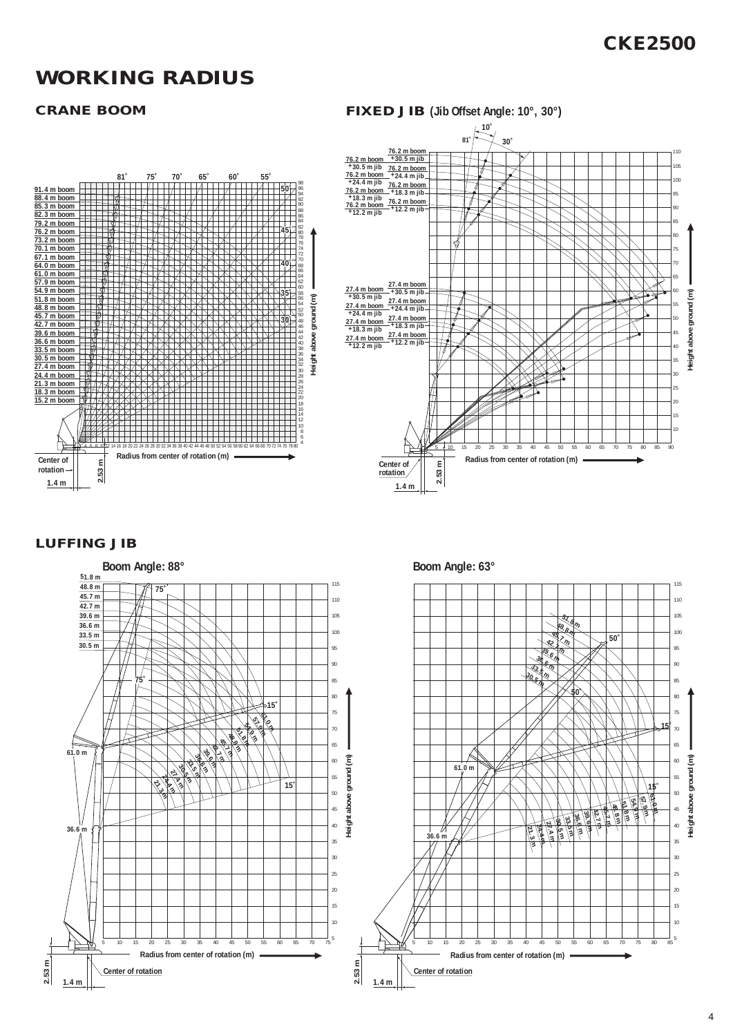# WORKING RADIUS

## CRANE BOOM

81° 75° 70° 65° 60° 55°

91.4 m boom
88.4 m boom
85.3 m boom
82.3 m boom
79.2 m boom
76.2 m boom
73.2 m boom
70.1 m boom
67.1 m boom
64.0 m boom
61.0 m boom
57.9 m boom
54.9 m boom
51.8 m boom
48.8 m boom
45.7 m boom
42.7 m boom
39.6 m boom
36.6 m boom
33.5 m boom
30.5 m boom
27.4 m boom
24.4 m boom
21.3 m boom
18.3 m boom
15.2 m boom

50° 45° 40° 35° 30°

Height above ground (m)

Radius from center of rotation (m)

Center of rotation

2.53 m

1.4 m

## FIXED JIB (Jib Offset Angle: 10°, 30°)

10° 81° 30°

76.2 m boom +30.5 m jib
76.2 m boom +24.4 m jib
76.2 m boom +18.3 m jib
76.2 m boom +12.2 m jib

27.4 m boom +30.5 m jib
27.4 m boom +24.4 m jib
27.4 m boom +18.3 m jib
27.4 m boom +12.2 m jib

Height above ground (m)

Radius from center of rotation (m)

Center of rotation

2.53 m

1.4 m

## LUFFING JIB

### Boom Angle: 88°

51.8 m
48.8 m
45.7 m
42.7 m
39.6 m
36.6 m
33.5 m
30.5 m

75° 75° 15° 15°

61.0 m
57.9 m
54.9 m
51.8 m
48.8 m
45.7 m
42.7 m
39.6 m
36.6 m
33.5 m
30.5 m
27.4 m
24.4 m
21.3 m

61.0 m
36.6 m

Height above ground (m)

Radius from center of rotation (m)

Center of rotation

2.53 m

1.4 m

### Boom Angle: 63°

51.8 m
48.8 m
45.7 m
42.7 m
39.6 m
36.6 m
33.5 m
30.5 m

50° 50° 15° 15°

61.0 m
57.9 m
54.9 m
51.8 m
48.8 m
45.7 m
42.7 m
39.6 m
36.6 m
33.5 m
30.5 m
27.4 m
24.4 m
21.3 m

61.0 m
36.6 m

Height above ground (m)

Radius from center of rotation (m)

Center of rotation

2.53 m

1.4 m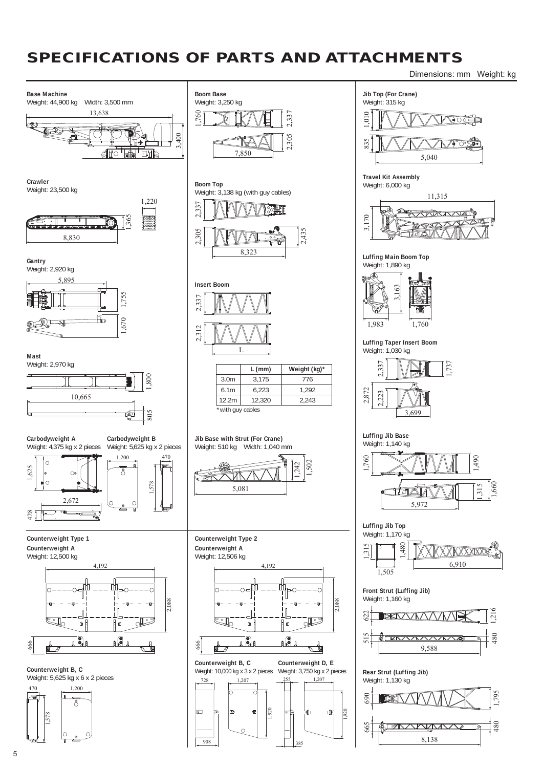# SPECIFICATIONS OF PARTS AND ATTACHMENTS

Dimensions: mm Weight: kg

**Base Machine**
Weight: 44,900 kg Width: 3,500 mm

13,638
3,400

**Crawler**
Weight: 23,500 kg

1,220
1,365
8,830

**Gantry**
Weight: 2,920 kg

5,895
1,755
1,670

**Mast**
Weight: 2,970 kg

1,800
10,665
805

**Carbodyweight A**
Weight: 4,375 kg x 2 pieces

1,625
2,672
428

**Carbodyweight B**
Weight: 5,625 kg x 2 pieces

1,200
470
1,578

**Boom Base**
Weight: 3,250 kg

1,760
2,337
2,305
7,850

**Boom Top**
Weight: 3,138 kg (with guy cables)

2,337
2,305
2,435
8,323

**Insert Boom**

2,337
2,312
L

| | L (mm) | Weight (kg)* |
|---|---|---|
| 3.0m | 3,175 | 776 |
| 6.1m | 6,223 | 1,292 |
| 12.2m | 12,320 | 2,243 |

*with guy cables

**Jib Base with Strut (For Crane)**
Weight: 510 kg Width: 1,040 mm

1,242
1,502
5,081

**Jib Top (For Crane)**
Weight: 315 kg

1,010
835
5,040

**Travel Kit Assembly**
Weight: 6,000 kg

11,315
3,170

**Luffing Main Boom Top**
Weight: 1,890 kg

3,163
1,983
1,760

**Luffing Taper Insert Boom**
Weight: 1,030 kg

2,337
1,737
2,872
2,223
3,699

**Luffing Jib Base**
Weight: 1,140 kg

1,760
1,490
1,315
1,660
5,972

**Luffing Jib Top**
Weight: 1,170 kg

1,315
1,480
1,505
6,910

**Front Strut (Luffing Jib)**
Weight: 1,160 kg

622
1,216
515
480
9,588

**Rear Strut (Luffing Jib)**
Weight: 1,130 kg

690
1,795
665
480
8,138

**Counterweight Type 1**

**Counterweight A**
Weight: 12,500 kg

4,192
2,088
666

**Counterweight B, C**
Weight: 5,625 kg x 6 x 2 pieces

470
1,200
1,578

**Counterweight Type 2**

**Counterweight A**
Weight: 12,506 kg

4,192
2,088
666

**Counterweight B, C**
Weight: 10,000 kg x 3 x 2 pieces

728
1,207
1,920
908

**Counterweight D, E**
Weight: 3,750 kg x 2 pieces

255
1,207
1,920
385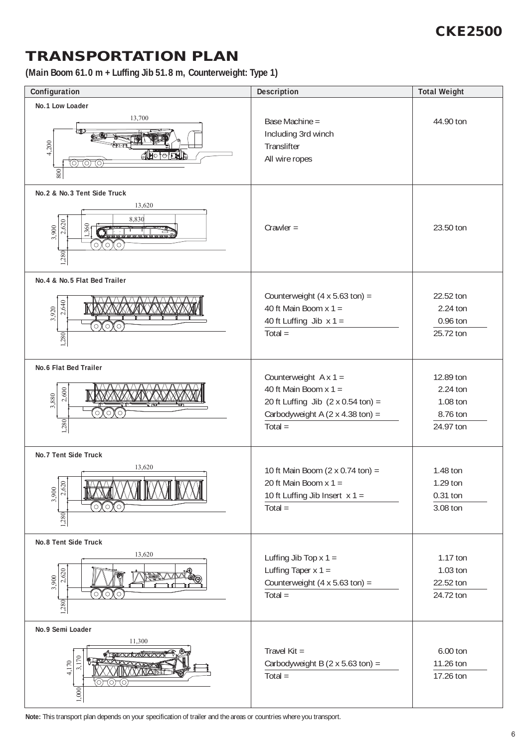# TRANSPORTATION PLAN

**(Main Boom 61.0 m + Luffing Jib 51.8 m, Counterweight: Type 1)**

| Configuration | Description | Total Weight |
|---|---|---|
| **No.1 Low Loader** (13,700 / 4,200 / 800) | Base Machine =<br>Including 3rd winch<br>Translifter<br>All wire ropes | 44.90 ton |
| **No.2 & No.3 Tent Side Truck** (13,620 / 8,830 / 3,900 / 2,620 / 1,360 / 1,280) | Crawler = | 23.50 ton |
| **No.4 & No.5 Flat Bed Trailer** (3,920 / 2,640 / 1,280) | Counterweight (4 x 5.63 ton) =<br>40 ft Main Boom x 1 =<br>40 ft Luffing Jib x 1 =<br>Total = | 22.52 ton<br>2.24 ton<br>0.96 ton<br>25.72 ton |
| **No.6 Flat Bed Trailer** (3,880 / 2,600 / 1,280) | Counterweight A x 1 =<br>40 ft Main Boom x 1 =<br>20 ft Luffing Jib (2 x 0.54 ton) =<br>Carbodyweight A (2 x 4.38 ton) =<br>Total = | 12.89 ton<br>2.24 ton<br>1.08 ton<br>8.76 ton<br>24.97 ton |
| **No.7 Tent Side Truck** (13,620 / 3,900 / 2,620 / 1,280) | 10 ft Main Boom (2 x 0.74 ton) =<br>20 ft Main Boom x 1 =<br>10 ft Luffing Jib Insert x 1 =<br>Total = | 1.48 ton<br>1.29 ton<br>0.31 ton<br>3.08 ton |
| **No.8 Tent Side Truck** (13,620 / 3,900 / 2,620 / 1,280) | Luffing Jib Top x 1 =<br>Luffing Taper x 1 =<br>Counterweight (4 x 5.63 ton) =<br>Total = | 1.17 ton<br>1.03 ton<br>22.52 ton<br>24.72 ton |
| **No.9 Semi Loader** (11,300 / 4,170 / 3,170 / 1,000) | Travel Kit =<br>Carbodyweight B (2 x 5.63 ton) =<br>Total = | 6.00 ton<br>11.26 ton<br>17.26 ton |

**Note:** This transport plan depends on your specification of trailer and the areas or countries where you transport.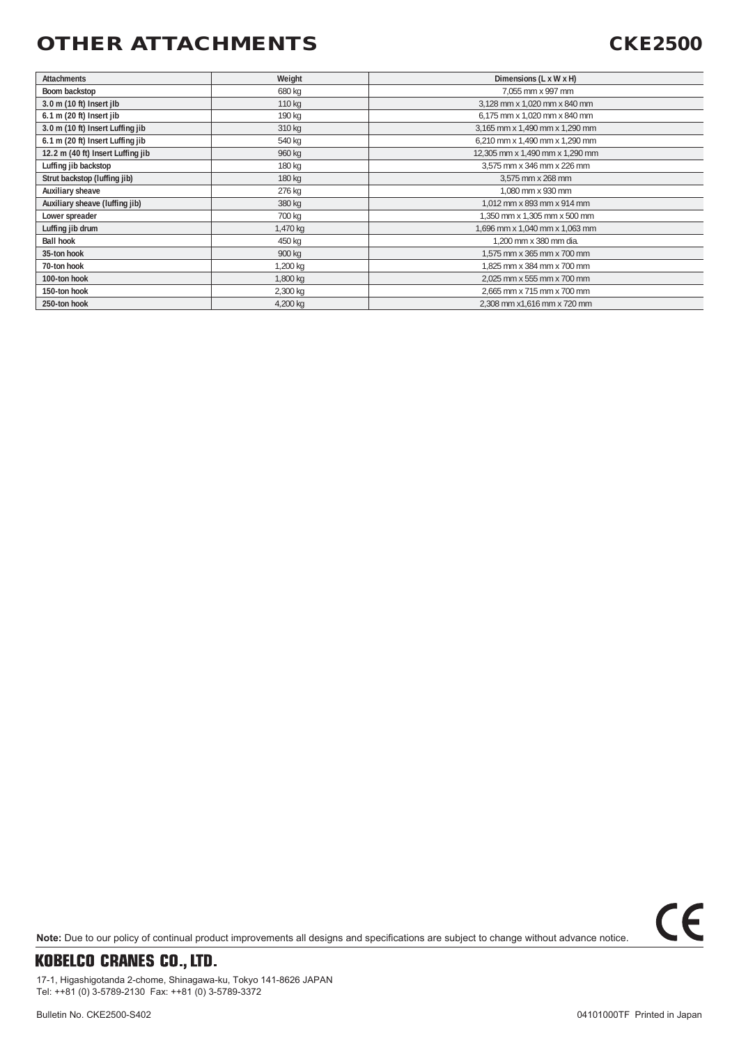# OTHER ATTACHMENTS

## CKE2500

| Attachments | Weight | Dimensions (L x W x H) |
|---|---|---|
| Boom backstop | 680 kg | 7,055 mm x 997 mm |
| 3.0 m (10 ft) Insert jib | 110 kg | 3,128 mm x 1,020 mm x 840 mm |
| 6.1 m (20 ft) Insert jib | 190 kg | 6,175 mm x 1,020 mm x 840 mm |
| 3.0 m (10 ft) Insert Luffing jib | 310 kg | 3,165 mm x 1,490 mm x 1,290 mm |
| 6.1 m (20 ft) Insert Luffing jib | 540 kg | 6,210 mm x 1,490 mm x 1,290 mm |
| 12.2 m (40 ft) Insert Luffing jib | 960 kg | 12,305 mm x 1,490 mm x 1,290 mm |
| Luffing jib backstop | 180 kg | 3,575 mm x 346 mm x 226 mm |
| Strut backstop (luffing jib) | 180 kg | 3,575 mm x 268 mm |
| Auxiliary sheave | 276 kg | 1,080 mm x 930 mm |
| Auxiliary sheave (luffing jib) | 380 kg | 1,012 mm x 893 mm x 914 mm |
| Lower spreader | 700 kg | 1,350 mm x 1,305 mm x 500 mm |
| Luffing jib drum | 1,470 kg | 1,696 mm x 1,040 mm x 1,063 mm |
| Ball hook | 450 kg | 1,200 mm x 380 mm dia. |
| 35-ton hook | 900 kg | 1,575 mm x 365 mm x 700 mm |
| 70-ton hook | 1,200 kg | 1,825 mm x 384 mm x 700 mm |
| 100-ton hook | 1,800 kg | 2,025 mm x 555 mm x 700 mm |
| 150-ton hook | 2,300 kg | 2,665 mm x 715 mm x 700 mm |
| 250-ton hook | 4,200 kg | 2,308 mm x1,616 mm x 720 mm |

**Note:** Due to our policy of continual product improvements all designs and specifications are subject to change without advance notice.

CE

**KOBELCO CRANES CO., LTD.**

17-1, Higashigotanda 2-chome, Shinagawa-ku, Tokyo 141-8626 JAPAN
Tel: ++81 (0) 3-5789-2130 Fax: ++81 (0) 3-5789-3372

Bulletin No. CKE2500-S402

04101000TF Printed in Japan